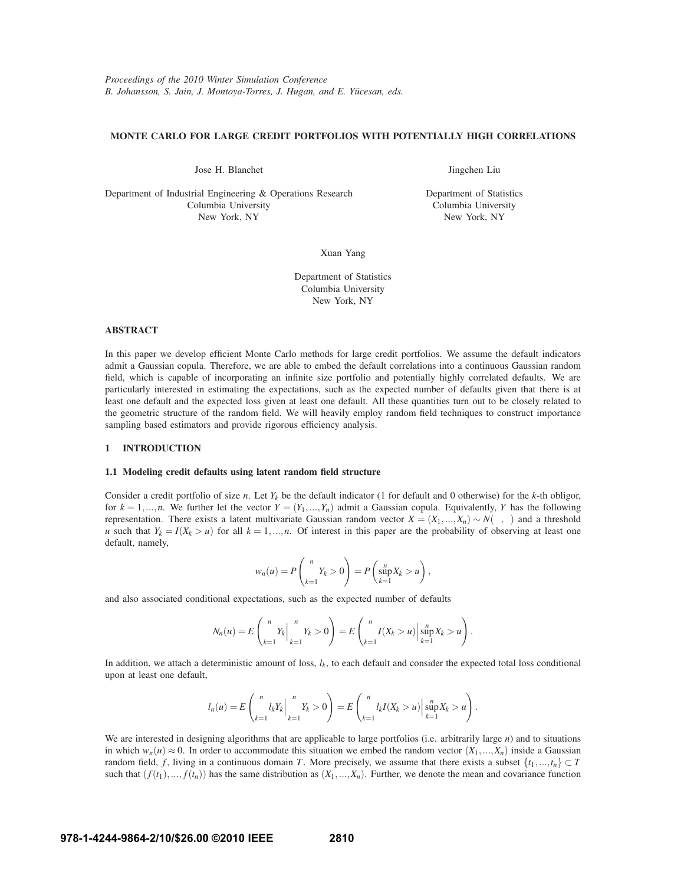*Proceedings of the 2010 Winter Simulation Conference*
*B. Johansson, S. Jain, J. Montoya-Torres, J. Hugan, and E. Yücesan, eds.*

# MONTE CARLO FOR LARGE CREDIT PORTFOLIOS WITH POTENTIALLY HIGH CORRELATIONS

Jose H. Blanchet

Department of Industrial Engineering & Operations Research
Columbia University
New York, NY

Jingchen Liu

Department of Statistics
Columbia University
New York, NY

Xuan Yang

Department of Statistics
Columbia University
New York, NY

## ABSTRACT

In this paper we develop efficient Monte Carlo methods for large credit portfolios. We assume the default indicators admit a Gaussian copula. Therefore, we are able to embed the default correlations into a continuous Gaussian random field, which is capable of incorporating an infinite size portfolio and potentially highly correlated defaults. We are particularly interested in estimating the expectations, such as the expected number of defaults given that there is at least one default and the expected loss given at least one default. All these quantities turn out to be closely related to the geometric structure of the random field. We will heavily employ random field techniques to construct importance sampling based estimators and provide rigorous efficiency analysis.

## 1 INTRODUCTION

### 1.1 Modeling credit defaults using latent random field structure

Consider a credit portfolio of size $n$. Let $Y_k$ be the default indicator (1 for default and 0 otherwise) for the $k$-th obligor, for $k = 1, \ldots, n$. We further let the vector $Y = (Y_1, \ldots, Y_n)$ admit a Gaussian copula. Equivalently, $Y$ has the following representation. There exists a latent multivariate Gaussian random vector $X = (X_1, \ldots, X_n) \sim N(\ ,\ )$ and a threshold $u$ such that $Y_k = I(X_k > u)$ for all $k = 1, \ldots, n$. Of interest in this paper are the probability of observing at least one default, namely,

$$w_n(u) = P\left(\sum_{k=1}^{n} Y_k > 0\right) = P\left(\sup_{k=1}^{n} X_k > u\right),$$

and also associated conditional expectations, such as the expected number of defaults

$$N_n(u) = E\left(\sum_{k=1}^{n} Y_k \Big| \sum_{k=1}^{n} Y_k > 0\right) = E\left(\sum_{k=1}^{n} I(X_k > u) \Big| \sup_{k=1}^{n} X_k > u\right).$$

In addition, we attach a deterministic amount of loss, $l_k$, to each default and consider the expected total loss conditional upon at least one default,

$$l_n(u) = E\left(\sum_{k=1}^{n} l_k Y_k \Big| \sum_{k=1}^{n} Y_k > 0\right) = E\left(\sum_{k=1}^{n} l_k I(X_k > u) \Big| \sup_{k=1}^{n} X_k > u\right).$$

We are interested in designing algorithms that are applicable to large portfolios (i.e. arbitrarily large $n$) and to situations in which $w_n(u) \approx 0$. In order to accommodate this situation we embed the random vector $(X_1, \ldots, X_n)$ inside a Gaussian random field, $f$, living in a continuous domain $T$. More precisely, we assume that there exists a subset $\{t_1, \ldots, t_n\} \subset T$ such that $(f(t_1), \ldots, f(t_n))$ has the same distribution as $(X_1, \ldots, X_n)$. Further, we denote the mean and covariance function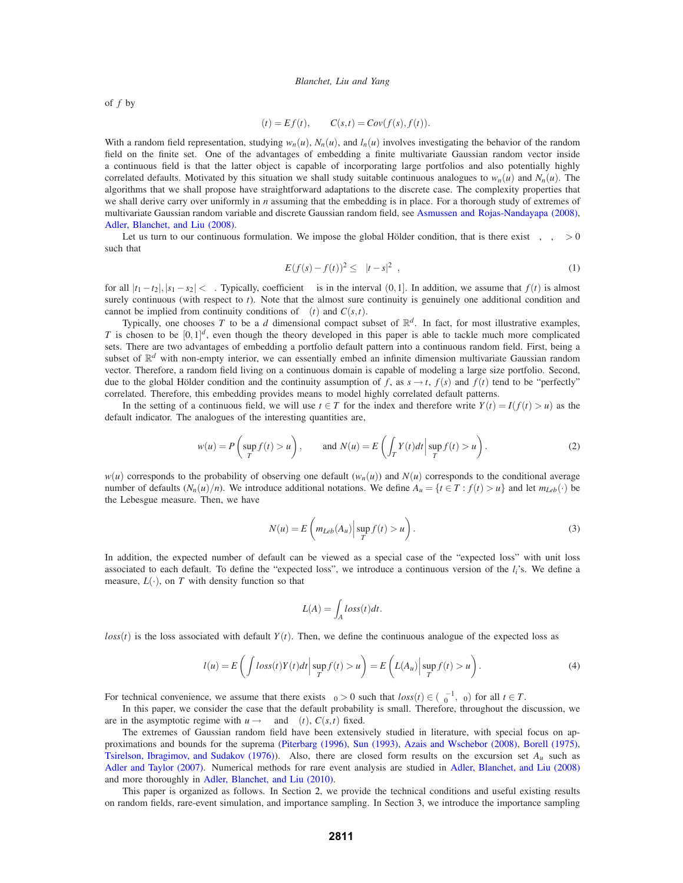of $f$ by

$$\mu(t) = Ef(t), \qquad C(s,t) = Cov(f(s), f(t)).$$

With a random field representation, studying $w_n(u)$, $N_n(u)$, and $l_n(u)$ involves investigating the behavior of the random field on the finite set. One of the advantages of embedding a finite multivariate Gaussian random vector inside a continuous field is that the latter object is capable of incorporating large portfolios and also potentially highly correlated defaults. Motivated by this situation we shall study suitable continuous analogues to $w_n(u)$ and $N_n(u)$. The algorithms that we shall propose have straightforward adaptations to the discrete case. The complexity properties that we shall derive carry over uniformly in $n$ assuming that the embedding is in place. For a thorough study of extremes of multivariate Gaussian random variable and discrete Gaussian random field, see Asmussen and Rojas-Nandayapa (2008), Adler, Blanchet, and Liu (2008).

Let us turn to our continuous formulation. We impose the global Hölder condition, that is there exist $\kappa$, $\beta$, $\delta > 0$ such that

$$E(f(s) - f(t))^2 \leq \kappa |t-s|^{2\beta}, \tag{1}$$

for all $|t_1 - t_2|, |s_1 - s_2| < \delta$. Typically, coefficient $\beta$ is in the interval $(0,1]$. In addition, we assume that $f(t)$ is almost surely continuous (with respect to $t$). Note that the almost sure continuity is genuinely one additional condition and cannot be implied from continuity conditions of $\mu(t)$ and $C(s,t)$.

Typically, one chooses $T$ to be a $d$ dimensional compact subset of $\mathbb{R}^d$. In fact, for most illustrative examples, $T$ is chosen to be $[0,1]^d$, even though the theory developed in this paper is able to tackle much more complicated sets. There are two advantages of embedding a portfolio default pattern into a continuous random field. First, being a subset of $\mathbb{R}^d$ with non-empty interior, we can essentially embed an infinite dimension multivariate Gaussian random vector. Therefore, a random field living on a continuous domain is capable of modeling a large size portfolio. Second, due to the global Hölder condition and the continuity assumption of $f$, as $s \to t$, $f(s)$ and $f(t)$ tend to be "perfectly" correlated. Therefore, this embedding provides means to model highly correlated default patterns.

In the setting of a continuous field, we will use $t \in T$ for the index and therefore write $Y(t) = I(f(t) > u)$ as the default indicator. The analogues of the interesting quantities are,

$$w(u) = P\left(\sup_T f(t) > u\right), \qquad \text{and } N(u) = E\left(\int_T Y(t)dt \Big| \sup_T f(t) > u\right). \tag{2}$$

$w(u)$ corresponds to the probability of observing one default ($w_n(u)$) and $N(u)$ corresponds to the conditional average number of defaults ($N_n(u)/n$). We introduce additional notations. We define $A_u = \{t \in T : f(t) > u\}$ and let $m_{Leb}(\cdot)$ be the Lebesgue measure. Then, we have

$$N(u) = E\left(m_{Leb}(A_u) \Big| \sup_T f(t) > u\right). \tag{3}$$

In addition, the expected number of default can be viewed as a special case of the "expected loss" with unit loss associated to each default. To define the "expected loss", we introduce a continuous version of the $l_i$'s. We define a measure, $L(\cdot)$, on $T$ with density function so that

$$L(A) = \int_A loss(t)dt.$$

$loss(t)$ is the loss associated with default $Y(t)$. Then, we define the continuous analogue of the expected loss as

$$l(u) = E\left(\int loss(t)Y(t)dt \Big| \sup_T f(t) > u\right) = E\left(L(A_u) \Big| \sup_T f(t) > u\right). \tag{4}$$

For technical convenience, we assume that there exists $\delta_0 > 0$ such that $loss(t) \in (\delta_0^{-1}, \delta_0)$ for all $t \in T$.

In this paper, we consider the case that the default probability is small. Therefore, throughout the discussion, we are in the asymptotic regime with $u \to \infty$ and $\mu(t)$, $C(s,t)$ fixed.

The extremes of Gaussian random field have been extensively studied in literature, with special focus on approximations and bounds for the suprema (Piterbarg (1996), Sun (1993), Azais and Wschebor (2008), Borell (1975), Tsirelson, Ibragimov, and Sudakov (1976)). Also, there are closed form results on the excursion set $A_u$ such as Adler and Taylor (2007). Numerical methods for rare event analysis are studied in Adler, Blanchet, and Liu (2008) and more thoroughly in Adler, Blanchet, and Liu (2010).

This paper is organized as follows. In Section 2, we provide the technical conditions and useful existing results on random fields, rare-event simulation, and importance sampling. In Section 3, we introduce the importance sampling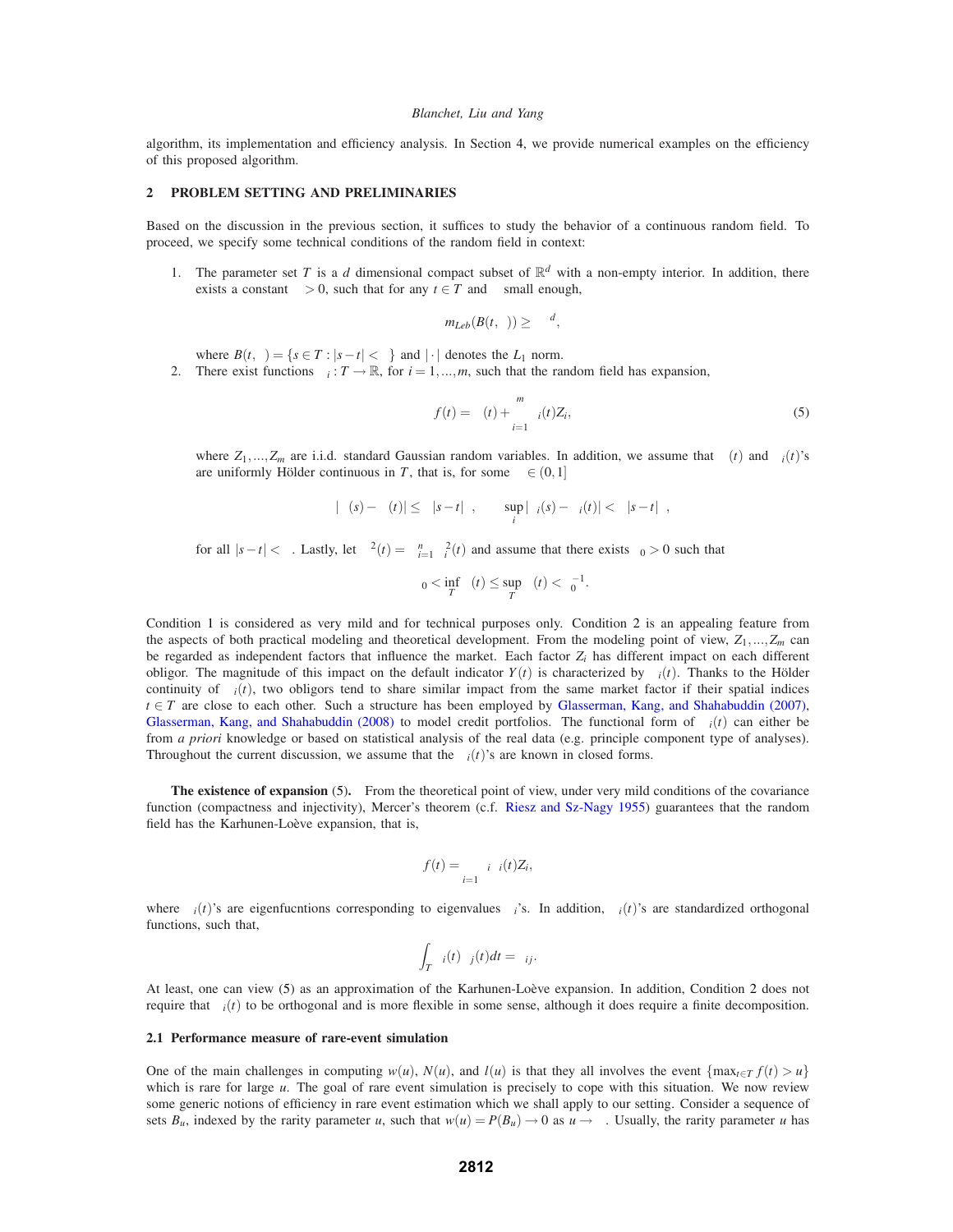algorithm, its implementation and efficiency analysis. In Section 4, we provide numerical examples on the efficiency of this proposed algorithm.

## 2 PROBLEM SETTING AND PRELIMINARIES

Based on the discussion in the previous section, it suffices to study the behavior of a continuous random field. To proceed, we specify some technical conditions of the random field in context:

1. The parameter set $T$ is a $d$ dimensional compact subset of $\mathbb{R}^d$ with a non-empty interior. In addition, there exists a constant $\kappa > 0$, such that for any $t \in T$ and $\varepsilon$ small enough,

$$m_{Leb}(B(t,\varepsilon)) \geq \kappa \varepsilon^d,$$

   where $B(t,\varepsilon) = \{s \in T : |s-t| < \varepsilon\}$ and $|\cdot|$ denotes the $L_1$ norm.

2. There exist functions $\sigma_i : T \to \mathbb{R}$, for $i = 1,\ldots,m$, such that the random field has expansion,

$$f(t) = \mu(t) + \sum_{i=1}^{m} \sigma_i(t) Z_i, \tag{5}$$

   where $Z_1,\ldots,Z_m$ are i.i.d. standard Gaussian random variables. In addition, we assume that $\mu(t)$ and $\sigma_i(t)$'s are uniformly Hölder continuous in $T$, that is, for some $\alpha \in (0,1]$

$$|\mu(s) - \mu(t)| \leq \kappa |s-t|^\alpha, \qquad \sup_i |\sigma_i(s) - \sigma_i(t)| < \kappa |s-t|^\alpha,$$

   for all $|s-t| < \delta$. Lastly, let $\sigma^2(t) = \sum_{i=1}^{n} \sigma_i^2(t)$ and assume that there exists $\delta_0 > 0$ such that

$$\delta_0 < \inf_T \sigma(t) \leq \sup_T \sigma(t) < \delta_0^{-1}.$$

Condition 1 is considered as very mild and for technical purposes only. Condition 2 is an appealing feature from the aspects of both practical modeling and theoretical development. From the modeling point of view, $Z_1,\ldots,Z_m$ can be regarded as independent factors that influence the market. Each factor $Z_i$ has different impact on each different obligor. The magnitude of this impact on the default indicator $Y(t)$ is characterized by $\sigma_i(t)$. Thanks to the Hölder continuity of $\sigma_i(t)$, two obligors tend to share similar impact from the same market factor if their spatial indices $t \in T$ are close to each other. Such a structure has been employed by Glasserman, Kang, and Shahabuddin (2007), Glasserman, Kang, and Shahabuddin (2008) to model credit portfolios. The functional form of $\sigma_i(t)$ can either be from *a priori* knowledge or based on statistical analysis of the real data (e.g. principle component type of analyses). Throughout the current discussion, we assume that the $\sigma_i(t)$'s are known in closed forms.

**The existence of expansion** (5). From the theoretical point of view, under very mild conditions of the covariance function (compactness and injectivity), Mercer's theorem (c.f. Riesz and Sz-Nagy 1955) guarantees that the random field has the Karhunen-Loève expansion, that is,

$$f(t) = \sum_{i=1}^{\infty} \lambda_i \phi_i(t) Z_i,$$

where $\phi_i(t)$'s are eigenfucntions corresponding to eigenvalues $\lambda_i$'s. In addition, $\phi_i(t)$'s are standardized orthogonal functions, such that,

$$\int_T \phi_i(t)\phi_j(t)dt = \delta_{ij}.$$

At least, one can view (5) as an approximation of the Karhunen-Loève expansion. In addition, Condition 2 does not require that $\sigma_i(t)$ to be orthogonal and is more flexible in some sense, although it does require a finite decomposition.

### 2.1 Performance measure of rare-event simulation

One of the main challenges in computing $w(u)$, $N(u)$, and $l(u)$ is that they all involves the event $\{\max_{t\in T} f(t) > u\}$ which is rare for large $u$. The goal of rare event simulation is precisely to cope with this situation. We now review some generic notions of efficiency in rare event estimation which we shall apply to our setting. Consider a sequence of sets $B_u$, indexed by the rarity parameter $u$, such that $w(u) = P(B_u) \to 0$ as $u \to \infty$. Usually, the rarity parameter $u$ has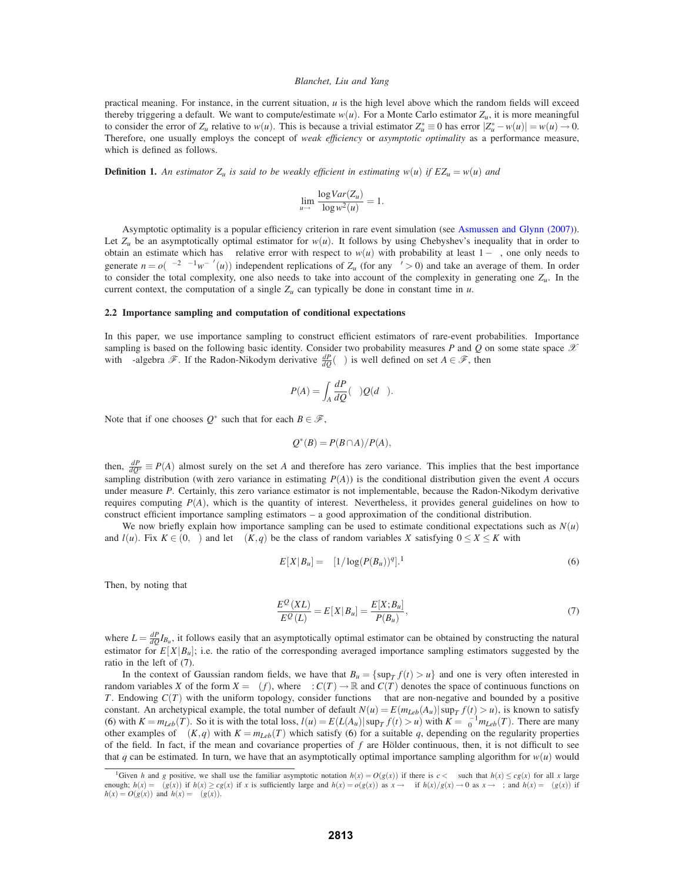practical meaning. For instance, in the current situation, $u$ is the high level above which the random fields will exceed thereby triggering a default. We want to compute/estimate $w(u)$. For a Monte Carlo estimator $Z_u$, it is more meaningful to consider the error of $Z_u$ relative to $w(u)$. This is because a trivial estimator $Z_u^* \equiv 0$ has error $|Z_u^* - w(u)| = w(u) \to 0$. Therefore, one usually employs the concept of *weak efficiency* or *asymptotic optimality* as a performance measure, which is defined as follows.

**Definition 1.** *An estimator $Z_u$ is said to be weakly efficient in estimating $w(u)$ if $EZ_u = w(u)$ and*

$$\lim_{u\to\infty} \frac{\log Var(Z_u)}{\log w^2(u)} = 1.$$

Asymptotic optimality is a popular efficiency criterion in rare event simulation (see Asmussen and Glynn (2007)). Let $Z_u$ be an asymptotically optimal estimator for $w(u)$. It follows by using Chebyshev's inequality that in order to obtain an estimate which has $\varepsilon$ relative error with respect to $w(u)$ with probability at least $1-\delta$, one only needs to generate $n = o(\varepsilon^{-2}\delta^{-1}w^{-\varepsilon'}(u))$ independent replications of $Z_u$ (for any $\varepsilon' > 0$) and take an average of them. In order to consider the total complexity, one also needs to take into account of the complexity in generating one $Z_u$. In the current context, the computation of a single $Z_u$ can typically be done in constant time in $u$.

### 2.2 Importance sampling and computation of conditional expectations

In this paper, we use importance sampling to construct efficient estimators of rare-event probabilities. Importance sampling is based on the following basic identity. Consider two probability measures $P$ and $Q$ on some state space $\mathscr{X}$ with $\sigma$-algebra $\mathscr{F}$. If the Radon-Nikodym derivative $\frac{dP}{dQ}(\omega)$ is well defined on set $A \in \mathscr{F}$, then

$$P(A) = \int_A \frac{dP}{dQ}(\omega) Q(d\omega).$$

Note that if one chooses $Q^*$ such that for each $B \in \mathscr{F}$,

$$Q^*(B) = P(B \cap A)/P(A),$$

then, $\frac{dP}{dQ^*} \equiv P(A)$ almost surely on the set $A$ and therefore has zero variance. This implies that the best importance sampling distribution (with zero variance in estimating $P(A)$) is the conditional distribution given the event $A$ occurs under measure $P$. Certainly, this zero variance estimator is not implementable, because the Radon-Nikodym derivative requires computing $P(A)$, which is the quantity of interest. Nevertheless, it provides general guidelines on how to construct efficient importance sampling estimators – a good approximation of the conditional distribution.

We now briefly explain how importance sampling can be used to estimate conditional expectations such as $N(u)$ and $l(u)$. Fix $K \in (0,\infty)$ and let $\Xi(K,q)$ be the class of random variables $X$ satisfying $0 \le X \le K$ with

$$E[X|B_u] = \Omega[1/\log(P(B_u))^q].^1 \tag{6}$$

Then, by noting that

$$\frac{E^Q(XL)}{E^Q(L)} = E[X|B_u] = \frac{E[X;B_u]}{P(B_u)}, \tag{7}$$

where $L = \frac{dP}{dQ} I_{B_u}$, it follows easily that an asymptotically optimal estimator can be obtained by constructing the natural estimator for $E[X|B_u]$; i.e. the ratio of the corresponding averaged importance sampling estimators suggested by the ratio in the left of (7).

In the context of Gaussian random fields, we have that $B_u = \{\sup_T f(t) > u\}$ and one is very often interested in random variables $X$ of the form $X = \Gamma(f)$, where $\Gamma : C(T) \to \mathbb{R}$ and $C(T)$ denotes the space of continuous functions on $T$. Endowing $C(T)$ with the uniform topology, consider functions $\Gamma$ that are non-negative and bounded by a positive constant. An archetypical example, the total number of default $N(u) = E(m_{Leb}(A_u)|\sup_T f(t) > u)$, is known to satisfy (6) with $K = m_{Leb}(T)$. So it is with the total loss, $l(u) = E(L(A_u)|\sup_T f(t) > u)$ with $K = \lambda_0^{-1} m_{Leb}(T)$. There are many other examples of $\Xi(K,q)$ with $K = m_{Leb}(T)$ which satisfy (6) for a suitable $q$, depending on the regularity properties of the field. In fact, if the mean and covariance properties of $f$ are Hölder continuous, then, it is not difficult to see that $q$ can be estimated. In turn, we have that an asymptotically optimal importance sampling algorithm for $w(u)$ would

---

[1] Given $h$ and $g$ positive, we shall use the familiar asymptotic notation $h(x) = O(g(x))$ if there is $c < \infty$ such that $h(x) \le cg(x)$ for all $x$ large enough; $h(x) = \Omega(g(x))$ if $h(x) \ge cg(x)$ if $x$ is sufficiently large and $h(x) = o(g(x))$ as $x \to \infty$ if $h(x)/g(x) \to 0$ as $x \to \infty$; and $h(x) = \Theta(g(x))$ if $h(x) = O(g(x))$ and $h(x) = \Omega(g(x))$.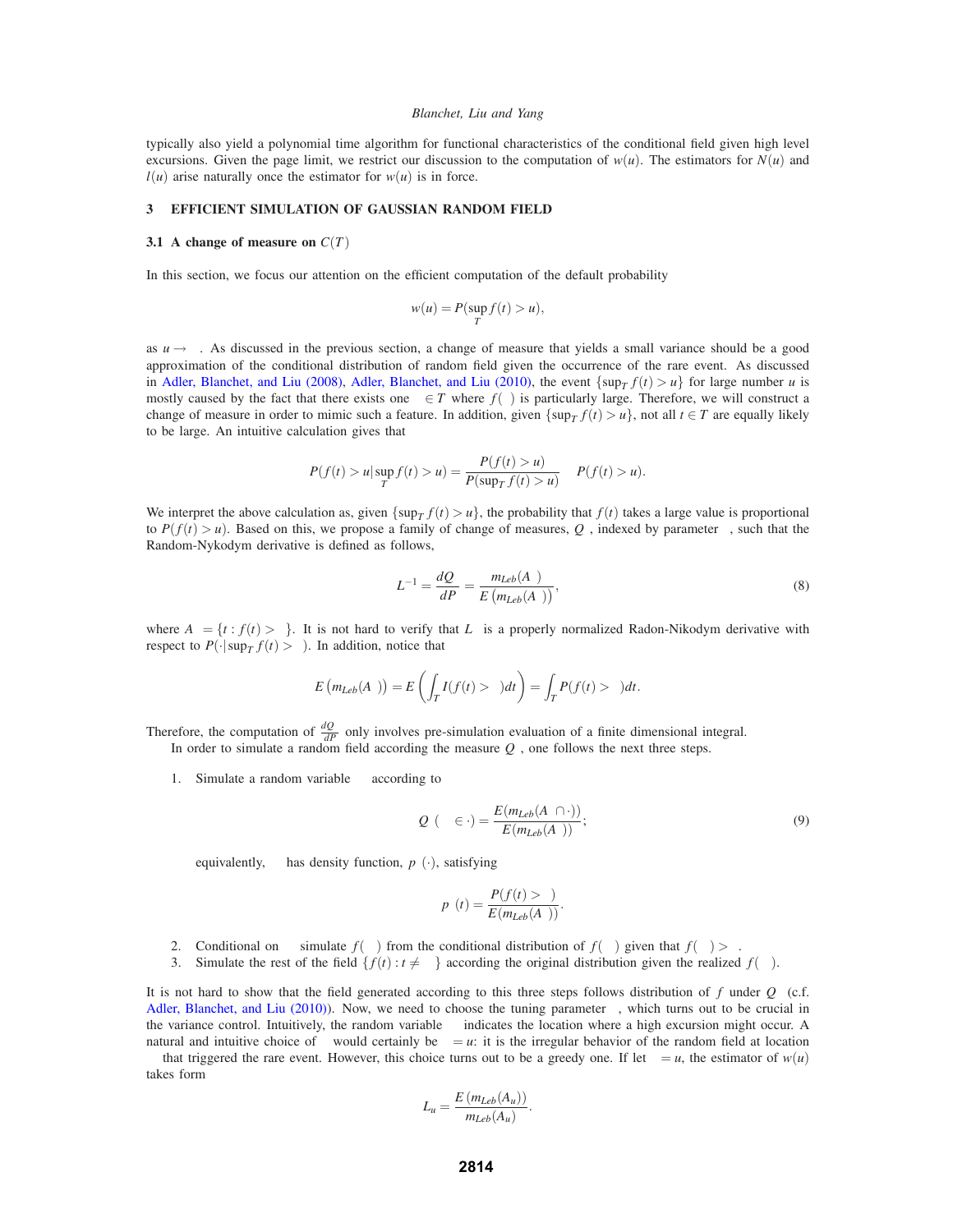typically also yield a polynomial time algorithm for functional characteristics of the conditional field given high level excursions. Given the page limit, we restrict our discussion to the computation of $w(u)$. The estimators for $N(u)$ and $l(u)$ arise naturally once the estimator for $w(u)$ is in force.

## 3 EFFICIENT SIMULATION OF GAUSSIAN RANDOM FIELD

### 3.1 A change of measure on $C(T)$

In this section, we focus our attention on the efficient computation of the default probability

$$w(u) = P(\sup_T f(t) > u),$$

as $u \to \infty$. As discussed in the previous section, a change of measure that yields a small variance should be a good approximation of the conditional distribution of random field given the occurrence of the rare event. As discussed in Adler, Blanchet, and Liu (2008), Adler, Blanchet, and Liu (2010), the event $\{\sup_T f(t) > u\}$ for large number $u$ is mostly caused by the fact that there exists one $\tau \in T$ where $f(\tau)$ is particularly large. Therefore, we will construct a change of measure in order to mimic such a feature. In addition, given $\{\sup_T f(t) > u\}$, not all $t \in T$ are equally likely to be large. An intuitive calculation gives that

$$P(f(t) > u | \sup_T f(t) > u) = \frac{P(f(t) > u)}{P(\sup_T f(t) > u)} \propto P(f(t) > u).$$

We interpret the above calculation as, given $\{\sup_T f(t) > u\}$, the probability that $f(t)$ takes a large value is proportional to $P(f(t) > u)$. Based on this, we propose a family of change of measures, $Q_\gamma$, indexed by parameter $\gamma$, such that the Random-Nykodym derivative is defined as follows,

$$L_\gamma^{-1} = \frac{dQ_\gamma}{dP} = \frac{m_{Leb}(A_\gamma)}{E\left(m_{Leb}(A_\gamma)\right)}, \tag{8}$$

where $A_\gamma = \{t : f(t) > \gamma\}$. It is not hard to verify that $L_\gamma$ is a properly normalized Radon-Nikodym derivative with respect to $P(\cdot|\sup_T f(t) > \gamma)$. In addition, notice that

$$E\left(m_{Leb}(A_\gamma)\right) = E\left(\int_T I(f(t) > \gamma)dt\right) = \int_T P(f(t) > \gamma)dt.$$

Therefore, the computation of $\frac{dQ_\gamma}{dP}$ only involves pre-simulation evaluation of a finite dimensional integral.

In order to simulate a random field according the measure $Q_\gamma$, one follows the next three steps.

1. Simulate a random variable $\tau$ according to

$$Q_\gamma(\tau \in \cdot) = \frac{E(m_{Leb}(A_\gamma \cap \cdot))}{E(m_{Leb}(A_\gamma))}; \tag{9}$$

   equivalently, $\tau$ has density function, $p_\gamma(\cdot)$, satisfying

$$p_\gamma(t) = \frac{P(f(t) > \gamma)}{E(m_{Leb}(A_\gamma))}.$$

2. Conditional on $\tau$ simulate $f(\tau)$ from the conditional distribution of $f(\tau)$ given that $f(\tau) > \gamma$.
3. Simulate the rest of the field $\{f(t) : t \neq \tau\}$ according the original distribution given the realized $f(\tau)$.

It is not hard to show that the field generated according to this three steps follows distribution of $f$ under $Q_\gamma$ (c.f. Adler, Blanchet, and Liu (2010)). Now, we need to choose the tuning parameter $\gamma$, which turns out to be crucial in the variance control. Intuitively, the random variable $\tau$ indicates the location where a high excursion might occur. A natural and intuitive choice of $\gamma$ would certainly be $\gamma = u$: it is the irregular behavior of the random field at location $\tau$ that triggered the rare event. However, this choice turns out to be a greedy one. If let $\gamma = u$, the estimator of $w(u)$ takes form

$$L_u = \frac{E\left(m_{Leb}(A_u)\right)}{m_{Leb}(A_u)}.$$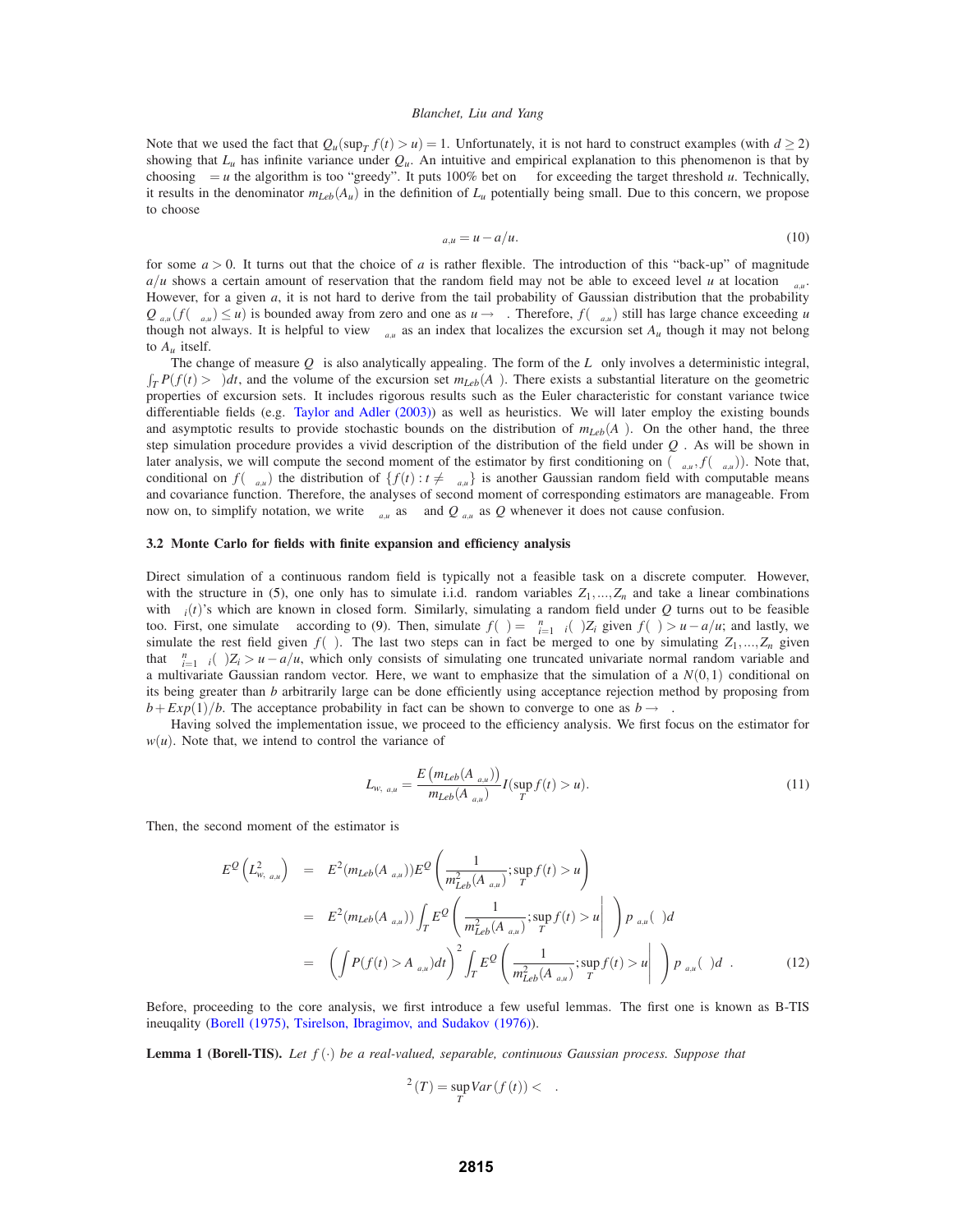Note that we used the fact that $Q_u(\sup_T f(t) > u) = 1$. Unfortunately, it is not hard to construct examples (with $d \geq 2$) showing that $L_u$ has infinite variance under $Q_u$. An intuitive and empirical explanation to this phenomenon is that by choosing $\gamma = u$ the algorithm is too "greedy". It puts 100% bet on $\tau$ for exceeding the target threshold $u$. Technically, it results in the denominator $m_{Leb}(A_u)$ in the definition of $L_u$ potentially being small. Due to this concern, we propose to choose

$$\gamma_{a,u} = u - a/u. \tag{10}$$

for some $a > 0$. It turns out that the choice of $a$ is rather flexible. The introduction of this "back-up" of magnitude $a/u$ shows a certain amount of reservation that the random field may not be able to exceed level $u$ at location $\tau_{a,u}$. However, for a given $a$, it is not hard to derive from the tail probability of Gaussian distribution that the probability $Q_{\gamma_{a,u}}(f(\tau_{a,u}) \leq u)$ is bounded away from zero and one as $u \to \infty$. Therefore, $f(\tau_{a,u})$ still has large chance exceeding $u$ though not always. It is helpful to view $\tau_{a,u}$ as an index that localizes the excursion set $A_u$ though it may not belong to $A_u$ itself.

The change of measure $Q_\gamma$ is also analytically appealing. The form of the $L_\gamma$ only involves a deterministic integral, $\int_T P(f(t) > \gamma)dt$, and the volume of the excursion set $m_{Leb}(A_\gamma)$. There exists a substantial literature on the geometric properties of excursion sets. It includes rigorous results such as the Euler characteristic for constant variance twice differentiable fields (e.g. Taylor and Adler (2003)) as well as heuristics. We will later employ the existing bounds and asymptotic results to provide stochastic bounds on the distribution of $m_{Leb}(A_\gamma)$. On the other hand, the three step simulation procedure provides a vivid description of the distribution of the field under $Q_\gamma$. As will be shown in later analysis, we will compute the second moment of the estimator by first conditioning on $(\tau_{a,u}, f(\tau_{a,u}))$. Note that, conditional on $f(\tau_{a,u})$ the distribution of $\{f(t) : t \neq \tau_{a,u}\}$ is another Gaussian random field with computable means and covariance function. Therefore, the analyses of second moment of corresponding estimators are manageable. From now on, to simplify notation, we write $\tau_{a,u}$ as $\tau$ and $Q_{\gamma_{a,u}}$ as $Q$ whenever it does not cause confusion.

### 3.2 Monte Carlo for fields with finite expansion and efficiency analysis

Direct simulation of a continuous random field is typically not a feasible task on a discrete computer. However, with the structure in (5), one only has to simulate i.i.d. random variables $Z_1, ..., Z_n$ and take a linear combinations with $\lambda_i(t)$'s which are known in closed form. Similarly, simulating a random field under $Q$ turns out to be feasible too. First, one simulate $\tau$ according to (9). Then, simulate $f(\tau) = \sum_{i=1}^{n} \lambda_i(\tau) Z_i$ given $f(\tau) > u - a/u$; and lastly, we simulate the rest field given $f(\tau)$. The last two steps can in fact be merged to one by simulating $Z_1, ..., Z_n$ given that $\sum_{i=1}^{n} \lambda_i(\tau) Z_i > u - a/u$, which only consists of simulating one truncated univariate normal random variable and a multivariate Gaussian random vector. Here, we want to emphasize that the simulation of a $N(0,1)$ conditional on its being greater than $b$ arbitrarily large can be done efficiently using acceptance rejection method by proposing from $b + Exp(1)/b$. The acceptance probability in fact can be shown to converge to one as $b \to \infty$.

Having solved the implementation issue, we proceed to the efficiency analysis. We first focus on the estimator for $w(u)$. Note that, we intend to control the variance of

$$L_{w,\gamma_{a,u}} = \frac{E\left(m_{Leb}(A_{\gamma_{a,u}})\right)}{m_{Leb}(A_{\gamma_{a,u}})} I(\sup_T f(t) > u). \tag{11}$$

Then, the second moment of the estimator is

$$\begin{aligned}
E^Q\left(L^2_{w,\gamma_{a,u}}\right) &= E^2(m_{Leb}(A_{\gamma_{a,u}}))E^Q\left(\frac{1}{m^2_{Leb}(A_{\gamma_{a,u}})}; \sup_T f(t) > u\right) \\
&= E^2(m_{Leb}(A_{\gamma_{a,u}})) \int_T E^Q\left(\frac{1}{m^2_{Leb}(A_{\gamma_{a,u}})}; \sup_T f(t) > u \middle| \tau\right) p_{\gamma_{a,u}}(\tau) d\tau \\
&= \left(\int P(f(t) > A_{\gamma_{a,u}})dt\right)^2 \int_T E^Q\left(\frac{1}{m^2_{Leb}(A_{\gamma_{a,u}})}; \sup_T f(t) > u \middle| \tau\right) p_{\gamma_{a,u}}(\tau) d\tau.
\end{aligned} \tag{12}$$

Before, proceeding to the core analysis, we first introduce a few useful lemmas. The first one is known as B-TIS ineuqality (Borell (1975), Tsirelson, Ibragimov, and Sudakov (1976)).

**Lemma 1 (Borell-TIS).** *Let $f(\cdot)$ be a real-valued, separable, continuous Gaussian process. Suppose that*

$$\sigma^2(T) = \sup_T Var(f(t)) < \infty.$$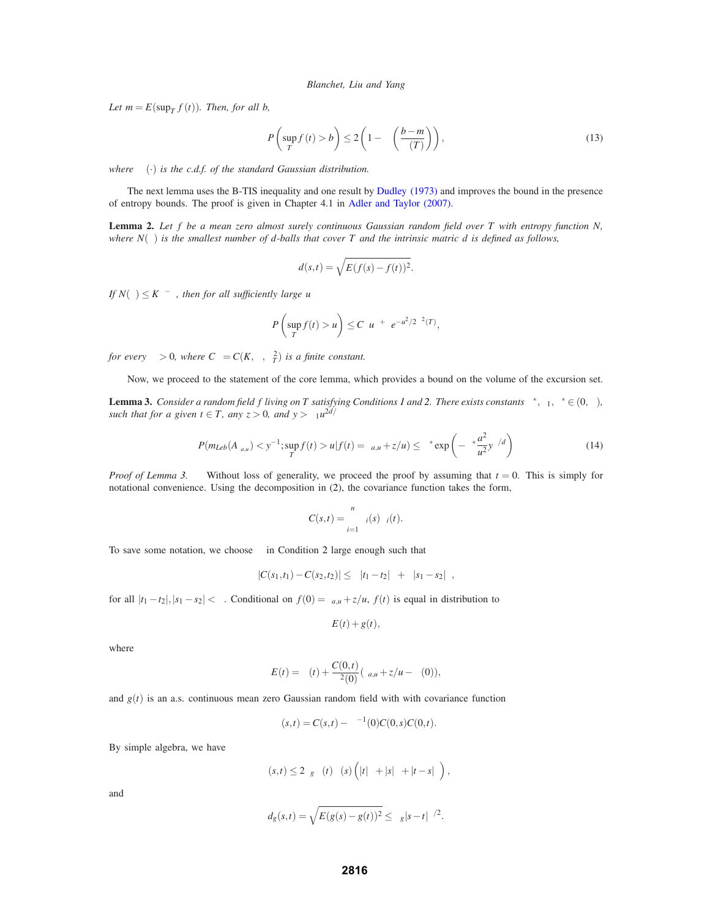Let $m = E(\sup_T f(t))$. Then, for all $b$,

$$P\left(\sup_T f(t) > b\right) \leq 2\left(1 - \Phi\left(\frac{b-m}{\sigma(T)}\right)\right), \tag{13}$$

*where* $\Phi(\cdot)$ *is the c.d.f. of the standard Gaussian distribution.*

The next lemma uses the B-TIS inequality and one result by Dudley (1973) and improves the bound in the presence of entropy bounds. The proof is given in Chapter 4.1 in Adler and Taylor (2007).

**Lemma 2.** *Let $f$ be a mean zero almost surely continuous Gaussian random field over $T$ with entropy function $N$, where $N(\varepsilon)$ is the smallest number of $d$-balls that cover $T$ and the intrinsic matric $d$ is defined as follows,*

$$d(s,t) = \sqrt{E(f(s) - f(t))^2}.$$

*If $N(\varepsilon) \leq K\varepsilon^{-\alpha}$, then for all sufficiently large $u$*

$$P\left(\sup_T f(t) > u\right) \leq C_\alpha u^{\alpha+\eta} e^{-u^2/2\sigma^2(T)},$$

*for every $\eta > 0$, where $C_\alpha = C(K, \alpha, \sigma_T^2)$ is a finite constant.*

Now, we proceed to the statement of the core lemma, which provides a bound on the volume of the excursion set.

**Lemma 3.** *Consider a random field $f$ living on $T$ satisfying Conditions 1 and 2. There exists constants $\lambda^*$, $c_1$, $\delta^* \in (0, \infty)$, such that for a given $t \in T$, any $z > 0$, and $y > c_1 u^{2d/\beta}$*

$$P(m_{Leb}(A_{\gamma_{a,u}}) < y^{-1}; \sup_T f(t) > u | f(t) = \gamma_{a,u} + z/u) \leq \lambda^* \exp\left(-\delta^* \frac{a^2}{u^2} y^{\beta/d}\right) \tag{14}$$

*Proof of Lemma 3.* Without loss of generality, we proceed the proof by assuming that $t = 0$. This is simply for notational convenience. Using the decomposition in (2), the covariance function takes the form,

$$C(s,t) = \sum_{i=1}^{n} \lambda_i(s)\lambda_i(t).$$

To save some notation, we choose $\kappa$ in Condition 2 large enough such that

$$|C(s_1,t_1) - C(s_2,t_2)| \leq \kappa|t_1 - t_2|^\beta + \kappa|s_1 - s_2|^\beta,$$

for all $|t_1 - t_2|, |s_1 - s_2| < \delta$. Conditional on $f(0) = \gamma_{a,u} + z/u$, $f(t)$ is equal in distribution to

$$E(t) + g(t),$$

where

$$E(t) = \mu(t) + \frac{C(0,t)}{\sigma^2(0)}(\gamma_{a,u} + z/u - \mu(0)),$$

and $g(t)$ is an a.s. continuous mean zero Gaussian random field with with covariance function

$$\gamma(s,t) = C(s,t) - \sigma^{-1}(0)C(0,s)C(0,t).$$

By simple algebra, we have

$$\gamma(s,t) \leq 2\kappa_g\sigma(t)\sigma(s)\left(|t|^\beta + |s|^\beta + |t-s|^\beta\right),$$

and

$$d_g(s,t) = \sqrt{E(g(s) - g(t))^2} \leq \kappa_g|s-t|^{\beta/2}.$$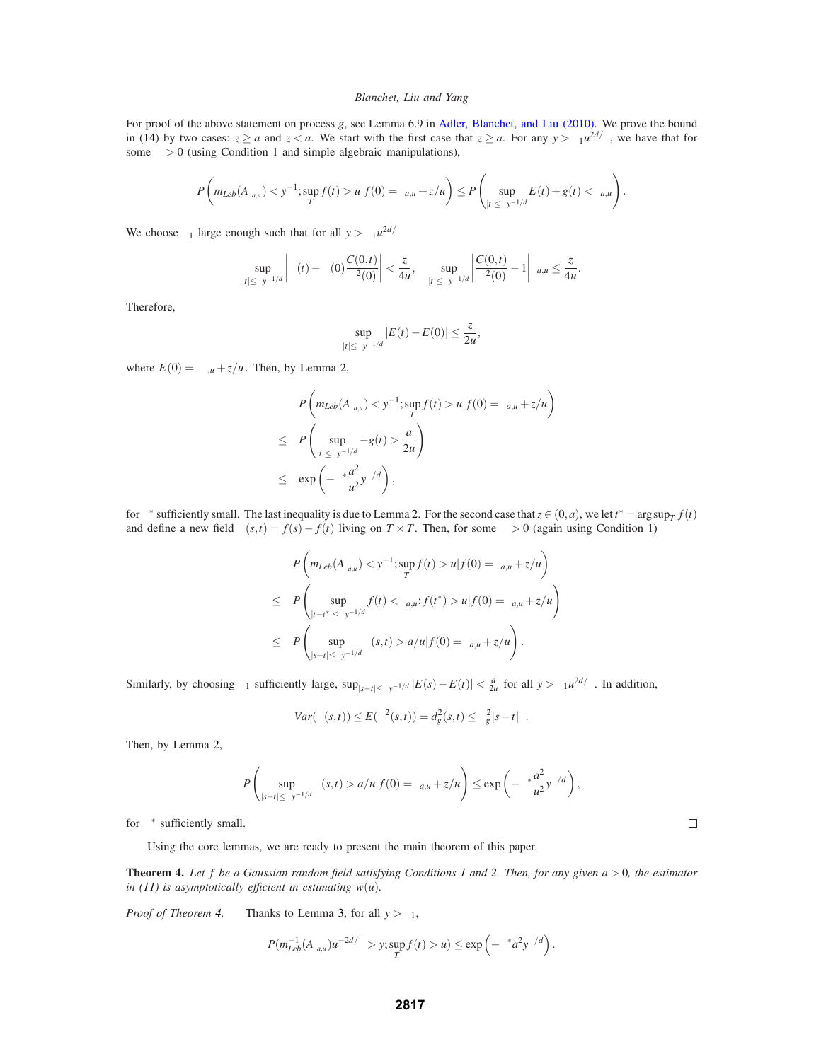For proof of the above statement on process $g$, see Lemma 6.9 in Adler, Blanchet, and Liu (2010). We prove the bound in (14) by two cases: $z \geq a$ and $z < a$. We start with the first case that $z \geq a$. For any $y > \kappa_1 u^{2d/\beta}$, we have that for some $\delta > 0$ (using Condition 1 and simple algebraic manipulations),

$$P\left(m_{Leb}(A_{\gamma a,u}) < y^{-1}; \sup_T f(t) > u | f(0) = \gamma_{a,u} + z/u\right) \leq P\left(\sup_{|t| \leq \delta y^{-1/d}} E(t) + g(t) < \gamma_{a,u}\right).$$

We choose $\kappa_1$ large enough such that for all $y > \kappa_1 u^{2d/\beta}$

$$\sup_{|t| \leq \delta y^{-1/d}} \left|\mu(t) - \mu(0)\frac{C(0,t)}{\sigma^2(0)}\right| < \frac{z}{4u}, \qquad \sup_{|t| \leq \delta y^{-1/d}} \left|\frac{C(0,t)}{\sigma^2(0)} - 1\right| \gamma_{a,u} \leq \frac{z}{4u}.$$

Therefore,

$$\sup_{|t| \leq \delta y^{-1/d}} |E(t) - E(0)| \leq \frac{z}{2u},$$

where $E(0) = \gamma_{,u} + z/u$. Then, by Lemma 2,

$$\begin{aligned}
&P\left(m_{Leb}(A_{\gamma a,u}) < y^{-1}; \sup_T f(t) > u | f(0) = \gamma_{a,u} + z/u\right) \\
\leq\ & P\left(\sup_{|t| \leq \delta y^{-1/d}} -g(t) > \frac{a}{2u}\right) \\
\leq\ & \exp\left(-\delta^* \frac{a^2}{u^2} y^{\beta/d}\right),
\end{aligned}$$

for $\delta^*$ sufficiently small. The last inequality is due to Lemma 2. For the second case that $z \in (0, a)$, we let $t^* = \arg\sup_T f(t)$ and define a new field $\xi(s,t) = f(s) - f(t)$ living on $T \times T$. Then, for some $\delta > 0$ (again using Condition 1)

$$\begin{aligned}
&P\left(m_{Leb}(A_{\gamma a,u}) < y^{-1}; \sup_T f(t) > u | f(0) = \gamma_{a,u} + z/u\right) \\
\leq\ & P\left(\sup_{|t-t^*| \leq \delta y^{-1/d}} f(t) < \gamma_{a,u}; f(t^*) > u | f(0) = \gamma_{a,u} + z/u\right) \\
\leq\ & P\left(\sup_{|s-t| \leq \delta y^{-1/d}} \xi(s,t) > a/u | f(0) = \gamma_{a,u} + z/u\right).
\end{aligned}$$

Similarly, by choosing $\kappa_1$ sufficiently large, $\sup_{|s-t| \leq \delta y^{-1/d}} |E(s) - E(t)| < \frac{a}{2u}$ for all $y > \kappa_1 u^{2d/\beta}$. In addition,

$$Var(\xi(s,t)) \leq E(\xi^2(s,t)) = d_g^2(s,t) \leq \kappa_g^2 |s-t|^\beta.$$

Then, by Lemma 2,

$$P\left(\sup_{|s-t| \leq \delta y^{-1/d}} \xi(s,t) > a/u | f(0) = \gamma_{a,u} + z/u\right) \leq \exp\left(-\delta^* \frac{a^2}{u^2} y^{\beta/d}\right),$$

for $\delta^*$ sufficiently small. ∎

Using the core lemmas, we are ready to present the main theorem of this paper.

**Theorem 4.** *Let $f$ be a Gaussian random field satisfying Conditions 1 and 2. Then, for any given $a > 0$, the estimator in (11) is asymptotically efficient in estimating $w(u)$.*

*Proof of Theorem 4.* Thanks to Lemma 3, for all $y > \kappa_1$,

$$P(m_{Leb}^{-1}(A_{\gamma a,u}) u^{-2d/\beta} > y; \sup_T f(t) > u) \leq \exp\left(-\delta^* a^2 y^{\beta/d}\right).$$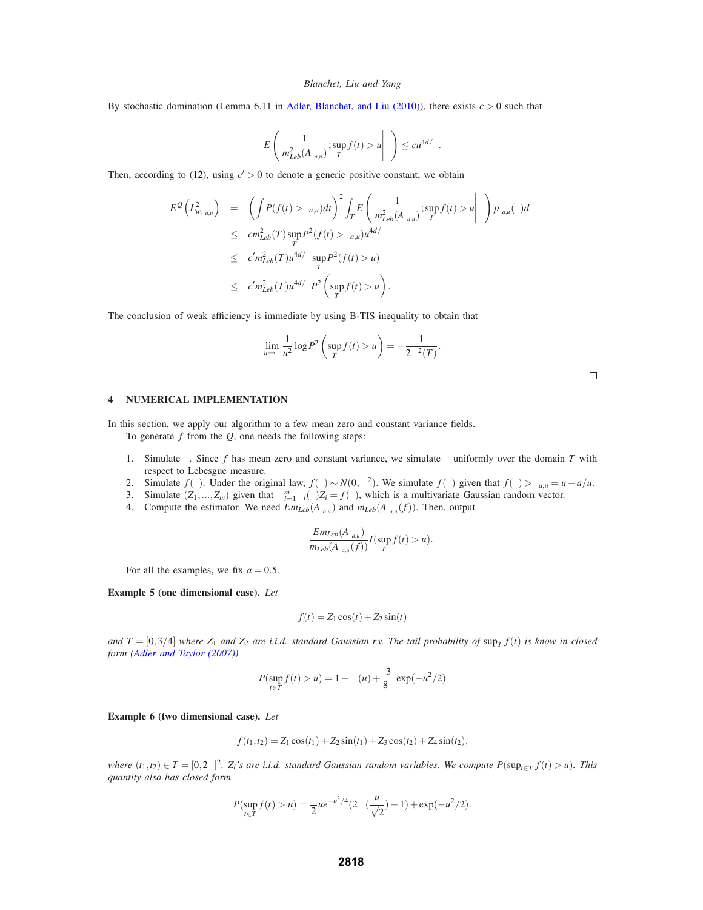By stochastic domination (Lemma 6.11 in Adler, Blanchet, and Liu (2010)), there exists $c > 0$ such that

$$E\left(\frac{1}{m_{Leb}^2(A_{\gamma a,u})}; \sup_T f(t) > u \middle| \tau\right) \le c u^{4d/\alpha}.$$

Then, according to (12), using $c' > 0$ to denote a generic positive constant, we obtain

$$\begin{aligned}
E^Q\left(L_{w,\gamma a,u}^2\right) &= \left(\int P(f(t) > \gamma_{a,u})dt\right)^2 \int_T E\left(\frac{1}{m_{Leb}^2(A_{\gamma a,u})}; \sup_T f(t) > u \middle| \tau\right) p_{\gamma a,u}(\tau) d\tau \\
&\le c m_{Leb}^2(T) \sup_T P^2(f(t) > \gamma_{a,u}) u^{4d/\alpha} \\
&\le c' m_{Leb}^2(T) u^{4d/\alpha} \sup_T P^2(f(t) > u) \\
&\le c' m_{Leb}^2(T) u^{4d/\alpha} P^2\left(\sup_T f(t) > u\right).
\end{aligned}$$

The conclusion of weak efficiency is immediate by using B-TIS inequality to obtain that

$$\lim_{u \to \infty} \frac{1}{u^2} \log P^2\left(\sup_T f(t) > u\right) = -\frac{1}{2\sigma^2(T)}.$$

∎

## 4 NUMERICAL IMPLEMENTATION

In this section, we apply our algorithm to a few mean zero and constant variance fields.

To generate $f$ from the $Q$, one needs the following steps:

1. Simulate $\tau$. Since $f$ has mean zero and constant variance, we simulate $\tau$ uniformly over the domain $T$ with respect to Lebesgue measure.
2. Simulate $f(\tau)$. Under the original law, $f(\tau) \sim N(0, \sigma^2)$. We simulate $f(\tau)$ given that $f(\tau) > \gamma_{a,u} = u - a/u$.
3. Simulate $(Z_1, ..., Z_m)$ given that $\sum_{i=1}^m \psi_i(\tau) Z_i = f(\tau)$, which is a multivariate Gaussian random vector.
4. Compute the estimator. We need $Em_{Leb}(A_{\gamma a,u})$ and $m_{Leb}(A_{\gamma a,u}(f))$. Then, output

$$\frac{Em_{Leb}(A_{\gamma a,u})}{m_{Leb}(A_{\gamma a,u}(f))} I(\sup_T f(t) > u).$$

For all the examples, we fix $a = 0.5$.

**Example 5 (one dimensional case).** *Let*

$$f(t) = Z_1 \cos(t) + Z_2 \sin(t)$$

*and $T = [0, 3/4]$ where $Z_1$ and $Z_2$ are i.i.d. standard Gaussian r.v. The tail probability of $\sup_T f(t)$ is know in closed form (Adler and Taylor (2007))*

$$P(\sup_{t \in T} f(t) > u) = 1 - \Phi(u) + \frac{3}{8} \exp(-u^2/2)$$

**Example 6 (two dimensional case).** *Let*

$$f(t_1, t_2) = Z_1 \cos(t_1) + Z_2 \sin(t_1) + Z_3 \cos(t_2) + Z_4 \sin(t_2),$$

*where $(t_1, t_2) \in T = [0, 2\pi]^2$. $Z_i$'s are i.i.d. standard Gaussian random variables. We compute $P(\sup_{t \in T} f(t) > u)$. This quantity also has closed form*

$$P(\sup_{t \in T} f(t) > u) = \frac{\sqrt{\pi}}{2} u e^{-u^2/4} (2\Phi(\frac{u}{\sqrt{2}}) - 1) + \exp(-u^2/2).$$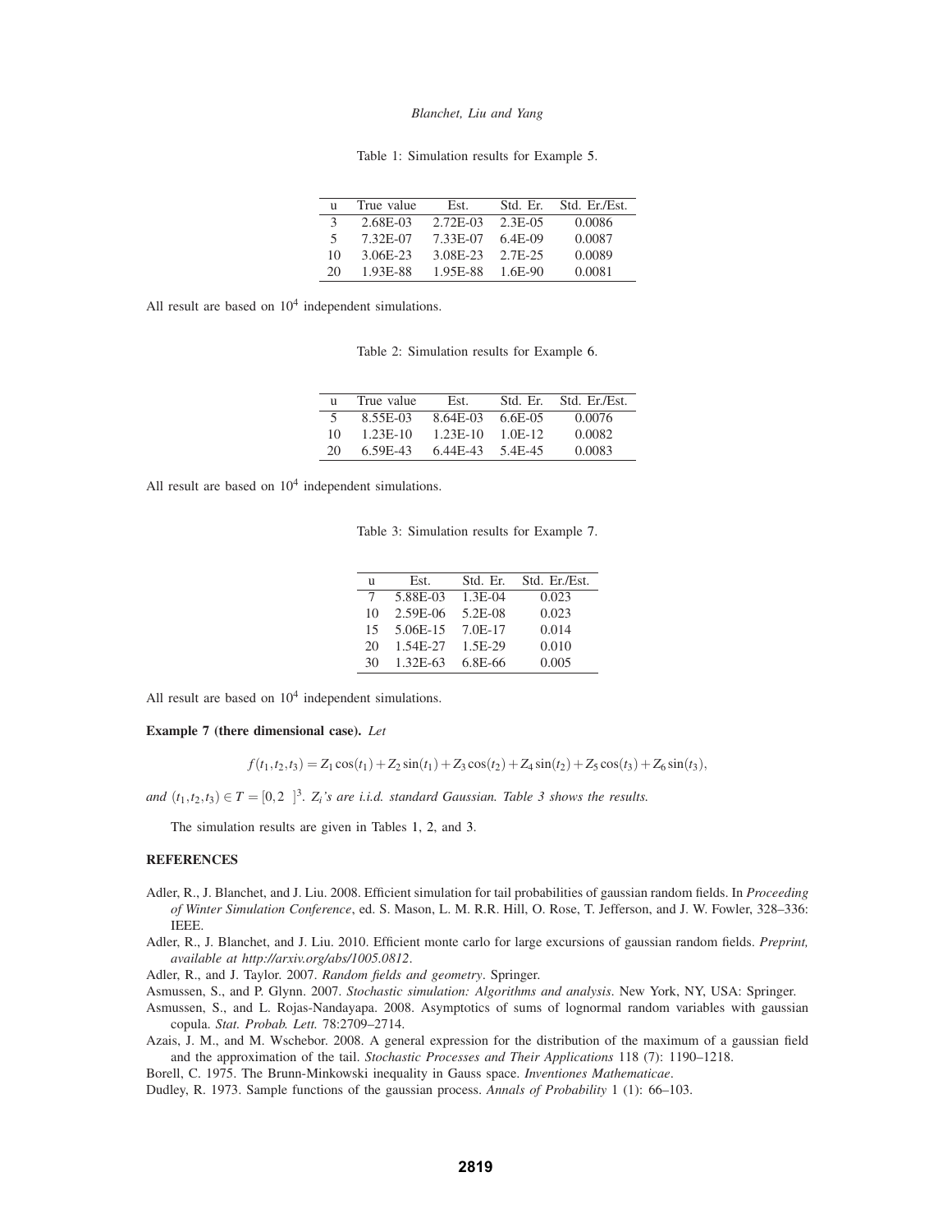Table 1: Simulation results for Example 5.

| u | True value | Est. | Std. Er. | Std. Er./Est. |
|---|---|---|---|---|
| 3 | 2.68E-03 | 2.72E-03 | 2.3E-05 | 0.0086 |
| 5 | 7.32E-07 | 7.33E-07 | 6.4E-09 | 0.0087 |
| 10 | 3.06E-23 | 3.08E-23 | 2.7E-25 | 0.0089 |
| 20 | 1.93E-88 | 1.95E-88 | 1.6E-90 | 0.0081 |

All result are based on $10^4$ independent simulations.

Table 2: Simulation results for Example 6.

| u | True value | Est. | Std. Er. | Std. Er./Est. |
|---|---|---|---|---|
| 5 | 8.55E-03 | 8.64E-03 | 6.6E-05 | 0.0076 |
| 10 | 1.23E-10 | 1.23E-10 | 1.0E-12 | 0.0082 |
| 20 | 6.59E-43 | 6.44E-43 | 5.4E-45 | 0.0083 |

All result are based on $10^4$ independent simulations.

Table 3: Simulation results for Example 7.

| u | Est. | Std. Er. | Std. Er./Est. |
|---|---|---|---|
| 7 | 5.88E-03 | 1.3E-04 | 0.023 |
| 10 | 2.59E-06 | 5.2E-08 | 0.023 |
| 15 | 5.06E-15 | 7.0E-17 | 0.014 |
| 20 | 1.54E-27 | 1.5E-29 | 0.010 |
| 30 | 1.32E-63 | 6.8E-66 | 0.005 |

All result are based on $10^4$ independent simulations.

**Example 7 (there dimensional case).** *Let*

$$f(t_1,t_2,t_3) = Z_1\cos(t_1) + Z_2\sin(t_1) + Z_3\cos(t_2) + Z_4\sin(t_2) + Z_5\cos(t_3) + Z_6\sin(t_3),$$

*and* $(t_1,t_2,t_3) \in T = [0, 2\ \ ]^3$. $Z_i$*'s are i.i.d. standard Gaussian. Table 3 shows the results.*

The simulation results are given in Tables 1, 2, and 3.

## REFERENCES

Adler, R., J. Blanchet, and J. Liu. 2008. Efficient simulation for tail probabilities of gaussian random fields. In *Proceeding of Winter Simulation Conference*, ed. S. Mason, L. M. R.R. Hill, O. Rose, T. Jefferson, and J. W. Fowler, 328–336: IEEE.

Adler, R., J. Blanchet, and J. Liu. 2010. Efficient monte carlo for large excursions of gaussian random fields. *Preprint, available at http://arxiv.org/abs/1005.0812*.

Adler, R., and J. Taylor. 2007. *Random fields and geometry*. Springer.

Asmussen, S., and P. Glynn. 2007. *Stochastic simulation: Algorithms and analysis*. New York, NY, USA: Springer.

Asmussen, S., and L. Rojas-Nandayapa. 2008. Asymptotics of sums of lognormal random variables with gaussian copula. *Stat. Probab. Lett.* 78:2709–2714.

Azais, J. M., and M. Wschebor. 2008. A general expression for the distribution of the maximum of a gaussian field and the approximation of the tail. *Stochastic Processes and Their Applications* 118 (7): 1190–1218.

Borell, C. 1975. The Brunn-Minkowski inequality in Gauss space. *Inventiones Mathematicae*.

Dudley, R. 1973. Sample functions of the gaussian process. *Annals of Probability* 1 (1): 66–103.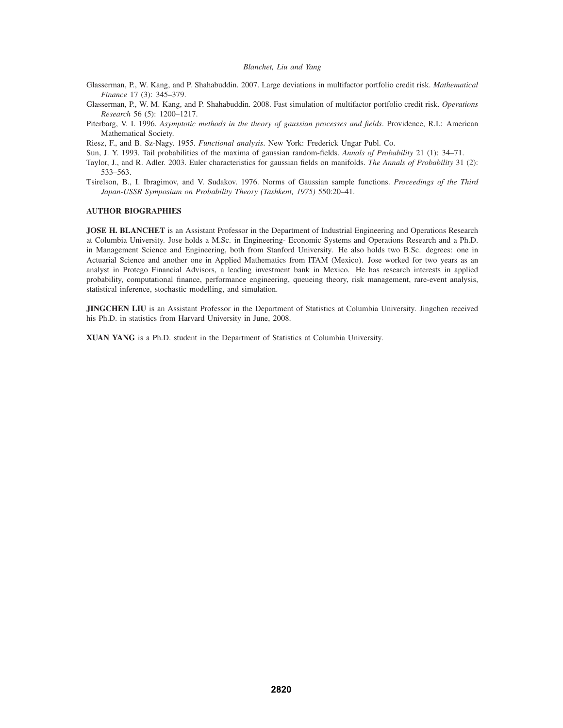Glasserman, P., W. Kang, and P. Shahabuddin. 2007. Large deviations in multifactor portfolio credit risk. *Mathematical Finance* 17 (3): 345–379.

Glasserman, P., W. M. Kang, and P. Shahabuddin. 2008. Fast simulation of multifactor portfolio credit risk. *Operations Research* 56 (5): 1200–1217.

Piterbarg, V. I. 1996. *Asymptotic methods in the theory of gaussian processes and fields*. Providence, R.I.: American Mathematical Society.

Riesz, F., and B. Sz-Nagy. 1955. *Functional analysis*. New York: Frederick Ungar Publ. Co.

Sun, J. Y. 1993. Tail probabilities of the maxima of gaussian random-fields. *Annals of Probability* 21 (1): 34–71.

Taylor, J., and R. Adler. 2003. Euler characteristics for gaussian fields on manifolds. *The Annals of Probability* 31 (2): 533–563.

Tsirelson, B., I. Ibragimov, and V. Sudakov. 1976. Norms of Gaussian sample functions. *Proceedings of the Third Japan-USSR Symposium on Probability Theory (Tashkent, 1975)* 550:20–41.

## AUTHOR BIOGRAPHIES

**JOSE H. BLANCHET** is an Assistant Professor in the Department of Industrial Engineering and Operations Research at Columbia University. Jose holds a M.Sc. in Engineering- Economic Systems and Operations Research and a Ph.D. in Management Science and Engineering, both from Stanford University. He also holds two B.Sc. degrees: one in Actuarial Science and another one in Applied Mathematics from ITAM (Mexico). Jose worked for two years as an analyst in Protego Financial Advisors, a leading investment bank in Mexico. He has research interests in applied probability, computational finance, performance engineering, queueing theory, risk management, rare-event analysis, statistical inference, stochastic modelling, and simulation.

**JINGCHEN LIU** is an Assistant Professor in the Department of Statistics at Columbia University. Jingchen received his Ph.D. in statistics from Harvard University in June, 2008.

**XUAN YANG** is a Ph.D. student in the Department of Statistics at Columbia University.